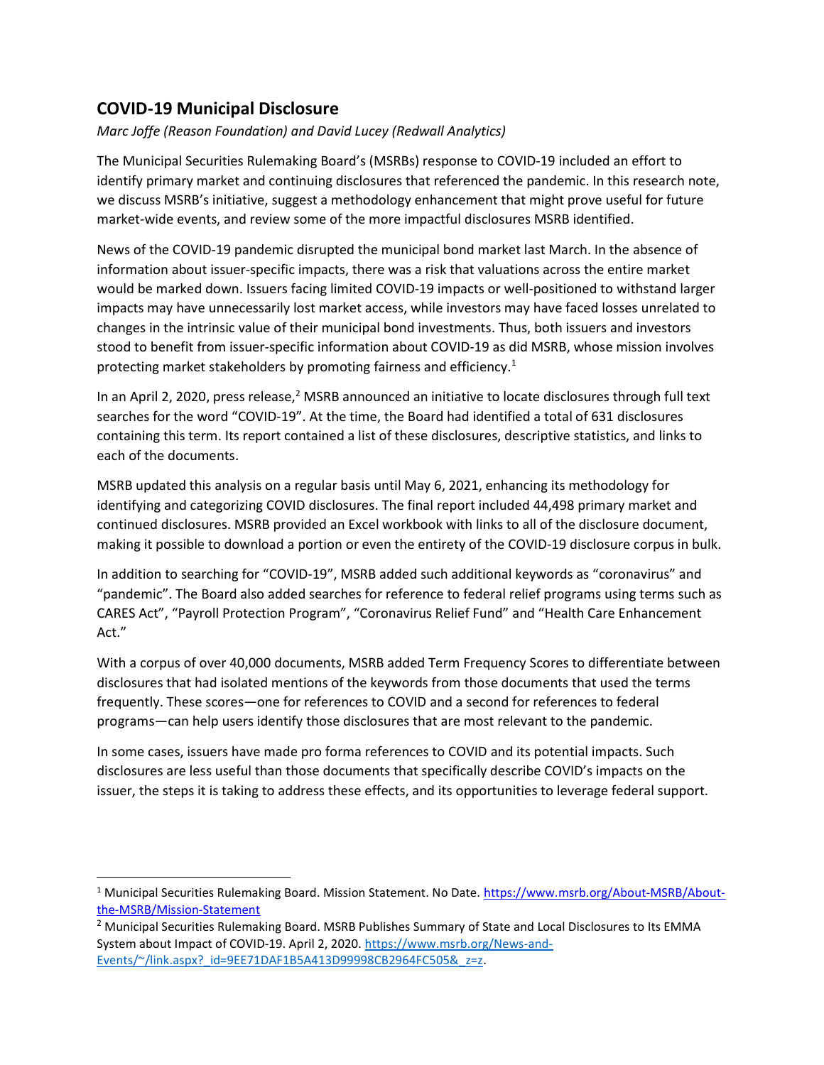## COVID-19 Municipal Disclosure

*Marc Joffe (Reason Foundation) and David Lucey (Redwall Analytics)*

The Municipal Securities Rulemaking Board's (MSRBs) response to COVID-19 included an effort to identify primary market and continuing disclosures that referenced the pandemic. In this research note, we discuss MSRB's initiative, suggest a methodology enhancement that might prove useful for future market-wide events, and review some of the more impactful disclosures MSRB identified.

News of the COVID-19 pandemic disrupted the municipal bond market last March. In the absence of information about issuer-specific impacts, there was a risk that valuations across the entire market would be marked down. Issuers facing limited COVID-19 impacts or well-positioned to withstand larger impacts may have unnecessarily lost market access, while investors may have faced losses unrelated to changes in the intrinsic value of their municipal bond investments. Thus, both issuers and investors stood to benefit from issuer-specific information about COVID-19 as did MSRB, whose mission involves protecting market stakeholders by promoting fairness and efficiency.[1]

In an April 2, 2020, press release,[2] MSRB announced an initiative to locate disclosures through full text searches for the word "COVID-19". At the time, the Board had identified a total of 631 disclosures containing this term. Its report contained a list of these disclosures, descriptive statistics, and links to each of the documents.

MSRB updated this analysis on a regular basis until May 6, 2021, enhancing its methodology for identifying and categorizing COVID disclosures. The final report included 44,498 primary market and continued disclosures. MSRB provided an Excel workbook with links to all of the disclosure document, making it possible to download a portion or even the entirety of the COVID-19 disclosure corpus in bulk.

In addition to searching for "COVID-19", MSRB added such additional keywords as "coronavirus" and "pandemic". The Board also added searches for reference to federal relief programs using terms such as CARES Act", "Payroll Protection Program", "Coronavirus Relief Fund" and "Health Care Enhancement Act."

With a corpus of over 40,000 documents, MSRB added Term Frequency Scores to differentiate between disclosures that had isolated mentions of the keywords from those documents that used the terms frequently. These scores—one for references to COVID and a second for references to federal programs—can help users identify those disclosures that are most relevant to the pandemic.

In some cases, issuers have made pro forma references to COVID and its potential impacts. Such disclosures are less useful than those documents that specifically describe COVID's impacts on the issuer, the steps it is taking to address these effects, and its opportunities to leverage federal support.

---

[1] Municipal Securities Rulemaking Board. Mission Statement. No Date. https://www.msrb.org/About-MSRB/About-the-MSRB/Mission-Statement

[2] Municipal Securities Rulemaking Board. MSRB Publishes Summary of State and Local Disclosures to Its EMMA System about Impact of COVID-19. April 2, 2020. https://www.msrb.org/News-and-Events/~/link.aspx?_id=9EE71DAF1B5A413D99998CB2964FC505&_z=z.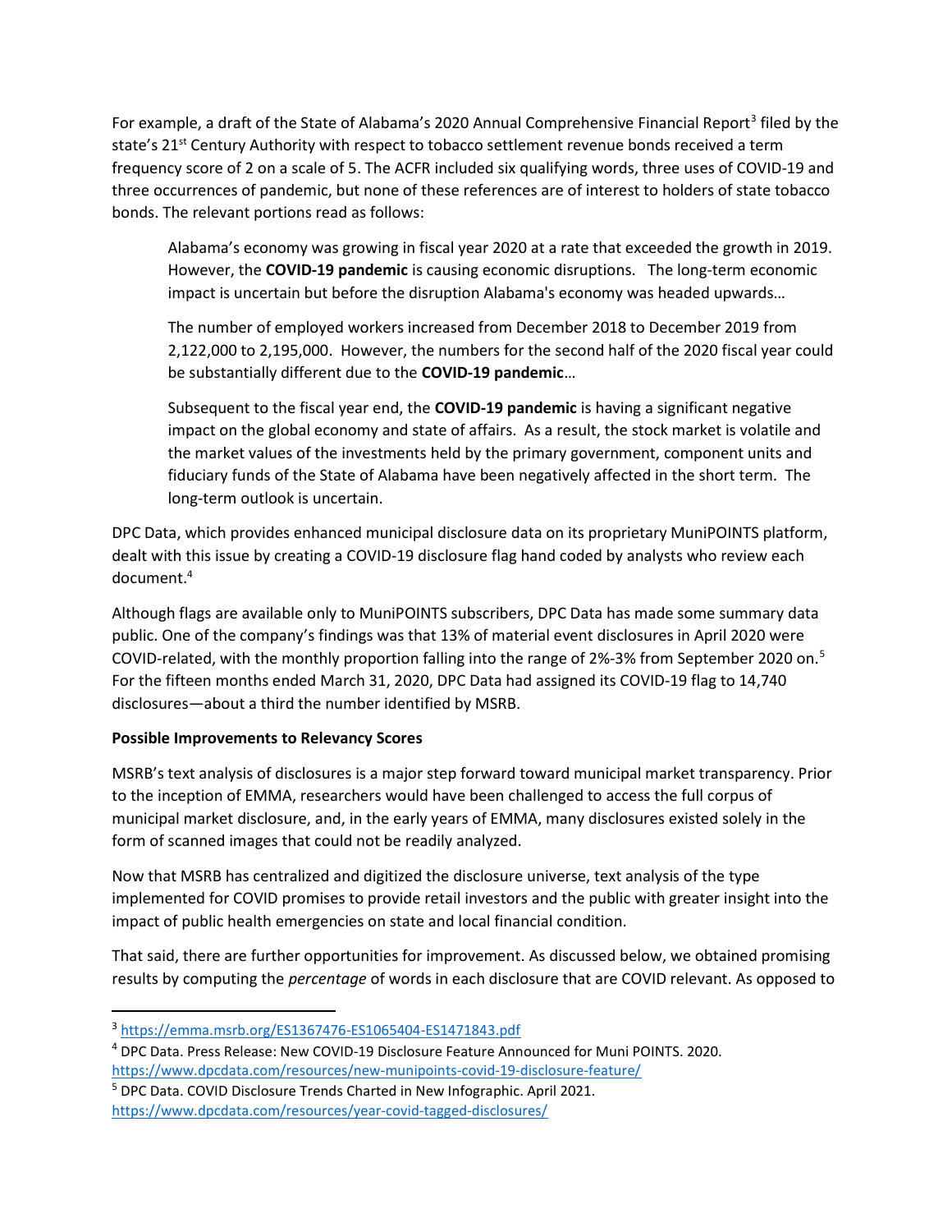For example, a draft of the State of Alabama's 2020 Annual Comprehensive Financial Report[3] filed by the state's 21st Century Authority with respect to tobacco settlement revenue bonds received a term frequency score of 2 on a scale of 5. The ACFR included six qualifying words, three uses of COVID-19 and three occurrences of pandemic, but none of these references are of interest to holders of state tobacco bonds. The relevant portions read as follows:

> Alabama's economy was growing in fiscal year 2020 at a rate that exceeded the growth in 2019. However, the **COVID-19 pandemic** is causing economic disruptions. The long-term economic impact is uncertain but before the disruption Alabama's economy was headed upwards…
>
> The number of employed workers increased from December 2018 to December 2019 from 2,122,000 to 2,195,000. However, the numbers for the second half of the 2020 fiscal year could be substantially different due to the **COVID-19 pandemic**…
>
> Subsequent to the fiscal year end, the **COVID-19 pandemic** is having a significant negative impact on the global economy and state of affairs. As a result, the stock market is volatile and the market values of the investments held by the primary government, component units and fiduciary funds of the State of Alabama have been negatively affected in the short term. The long-term outlook is uncertain.

DPC Data, which provides enhanced municipal disclosure data on its proprietary MuniPOINTS platform, dealt with this issue by creating a COVID-19 disclosure flag hand coded by analysts who review each document.[4]

Although flags are available only to MuniPOINTS subscribers, DPC Data has made some summary data public. One of the company's findings was that 13% of material event disclosures in April 2020 were COVID-related, with the monthly proportion falling into the range of 2%-3% from September 2020 on.[5] For the fifteen months ended March 31, 2020, DPC Data had assigned its COVID-19 flag to 14,740 disclosures—about a third the number identified by MSRB.

**Possible Improvements to Relevancy Scores**

MSRB's text analysis of disclosures is a major step forward toward municipal market transparency. Prior to the inception of EMMA, researchers would have been challenged to access the full corpus of municipal market disclosure, and, in the early years of EMMA, many disclosures existed solely in the form of scanned images that could not be readily analyzed.

Now that MSRB has centralized and digitized the disclosure universe, text analysis of the type implemented for COVID promises to provide retail investors and the public with greater insight into the impact of public health emergencies on state and local financial condition.

That said, there are further opportunities for improvement. As discussed below, we obtained promising results by computing the *percentage* of words in each disclosure that are COVID relevant. As opposed to

---

[3] https://emma.msrb.org/ES1367476-ES1065404-ES1471843.pdf

[4] DPC Data. Press Release: New COVID-19 Disclosure Feature Announced for Muni POINTS. 2020. https://www.dpcdata.com/resources/new-munipoints-covid-19-disclosure-feature/

[5] DPC Data. COVID Disclosure Trends Charted in New Infographic. April 2021. https://www.dpcdata.com/resources/year-covid-tagged-disclosures/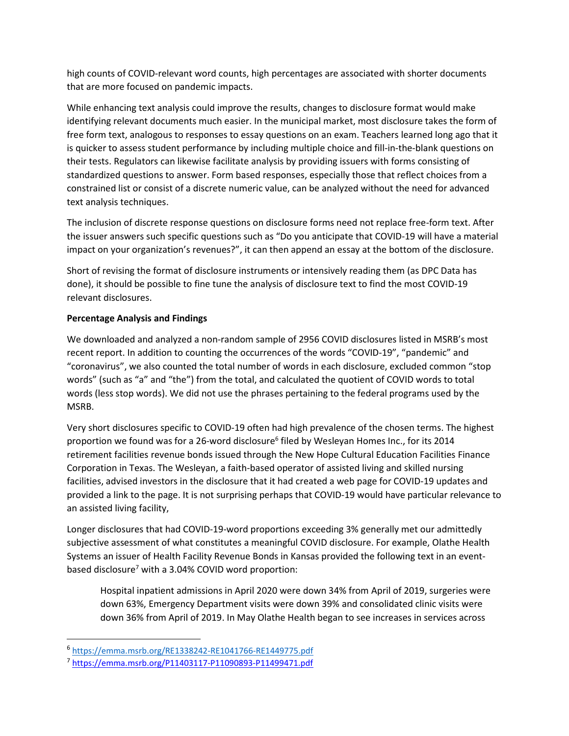high counts of COVID-relevant word counts, high percentages are associated with shorter documents that are more focused on pandemic impacts.

While enhancing text analysis could improve the results, changes to disclosure format would make identifying relevant documents much easier. In the municipal market, most disclosure takes the form of free form text, analogous to responses to essay questions on an exam. Teachers learned long ago that it is quicker to assess student performance by including multiple choice and fill-in-the-blank questions on their tests. Regulators can likewise facilitate analysis by providing issuers with forms consisting of standardized questions to answer. Form based responses, especially those that reflect choices from a constrained list or consist of a discrete numeric value, can be analyzed without the need for advanced text analysis techniques.

The inclusion of discrete response questions on disclosure forms need not replace free-form text. After the issuer answers such specific questions such as "Do you anticipate that COVID-19 will have a material impact on your organization's revenues?", it can then append an essay at the bottom of the disclosure.

Short of revising the format of disclosure instruments or intensively reading them (as DPC Data has done), it should be possible to fine tune the analysis of disclosure text to find the most COVID-19 relevant disclosures.

**Percentage Analysis and Findings**

We downloaded and analyzed a non-random sample of 2956 COVID disclosures listed in MSRB's most recent report. In addition to counting the occurrences of the words "COVID-19", "pandemic" and "coronavirus", we also counted the total number of words in each disclosure, excluded common "stop words" (such as "a" and "the") from the total, and calculated the quotient of COVID words to total words (less stop words). We did not use the phrases pertaining to the federal programs used by the MSRB.

Very short disclosures specific to COVID-19 often had high prevalence of the chosen terms. The highest proportion we found was for a 26-word disclosure[6] filed by Wesleyan Homes Inc., for its 2014 retirement facilities revenue bonds issued through the New Hope Cultural Education Facilities Finance Corporation in Texas. The Wesleyan, a faith-based operator of assisted living and skilled nursing facilities, advised investors in the disclosure that it had created a web page for COVID-19 updates and provided a link to the page. It is not surprising perhaps that COVID-19 would have particular relevance to an assisted living facility,

Longer disclosures that had COVID-19-word proportions exceeding 3% generally met our admittedly subjective assessment of what constitutes a meaningful COVID disclosure. For example, Olathe Health Systems an issuer of Health Facility Revenue Bonds in Kansas provided the following text in an event-based disclosure[7] with a 3.04% COVID word proportion:

> Hospital inpatient admissions in April 2020 were down 34% from April of 2019, surgeries were down 63%, Emergency Department visits were down 39% and consolidated clinic visits were down 36% from April of 2019. In May Olathe Health began to see increases in services across

---

[6] https://emma.msrb.org/RE1338242-RE1041766-RE1449775.pdf

[7] https://emma.msrb.org/P11403117-P11090893-P11499471.pdf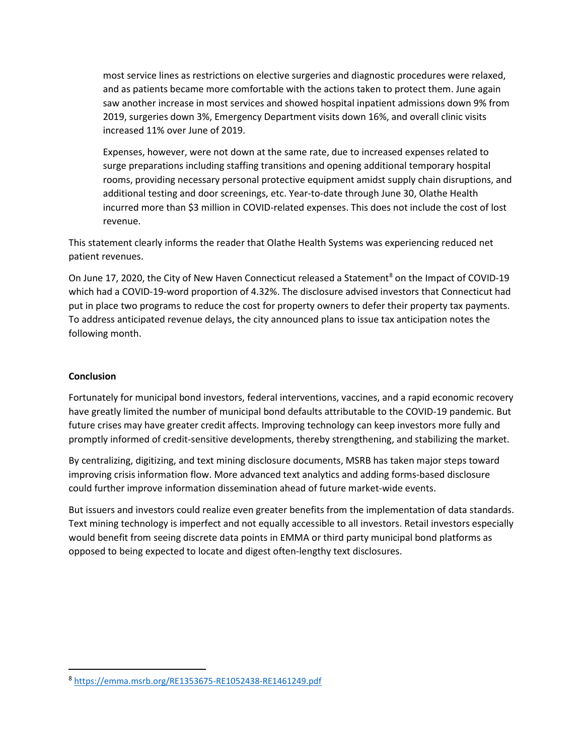> most service lines as restrictions on elective surgeries and diagnostic procedures were relaxed, and as patients became more comfortable with the actions taken to protect them. June again saw another increase in most services and showed hospital inpatient admissions down 9% from 2019, surgeries down 3%, Emergency Department visits down 16%, and overall clinic visits increased 11% over June of 2019.
>
> Expenses, however, were not down at the same rate, due to increased expenses related to surge preparations including staffing transitions and opening additional temporary hospital rooms, providing necessary personal protective equipment amidst supply chain disruptions, and additional testing and door screenings, etc. Year-to-date through June 30, Olathe Health incurred more than $3 million in COVID-related expenses. This does not include the cost of lost revenue.

This statement clearly informs the reader that Olathe Health Systems was experiencing reduced net patient revenues.

On June 17, 2020, the City of New Haven Connecticut released a Statement[8] on the Impact of COVID-19 which had a COVID-19-word proportion of 4.32%. The disclosure advised investors that Connecticut had put in place two programs to reduce the cost for property owners to defer their property tax payments. To address anticipated revenue delays, the city announced plans to issue tax anticipation notes the following month.

**Conclusion**

Fortunately for municipal bond investors, federal interventions, vaccines, and a rapid economic recovery have greatly limited the number of municipal bond defaults attributable to the COVID-19 pandemic. But future crises may have greater credit affects. Improving technology can keep investors more fully and promptly informed of credit-sensitive developments, thereby strengthening, and stabilizing the market.

By centralizing, digitizing, and text mining disclosure documents, MSRB has taken major steps toward improving crisis information flow. More advanced text analytics and adding forms-based disclosure could further improve information dissemination ahead of future market-wide events.

But issuers and investors could realize even greater benefits from the implementation of data standards. Text mining technology is imperfect and not equally accessible to all investors. Retail investors especially would benefit from seeing discrete data points in EMMA or third party municipal bond platforms as opposed to being expected to locate and digest often-lengthy text disclosures.

---

[8] https://emma.msrb.org/RE1353675-RE1052438-RE1461249.pdf